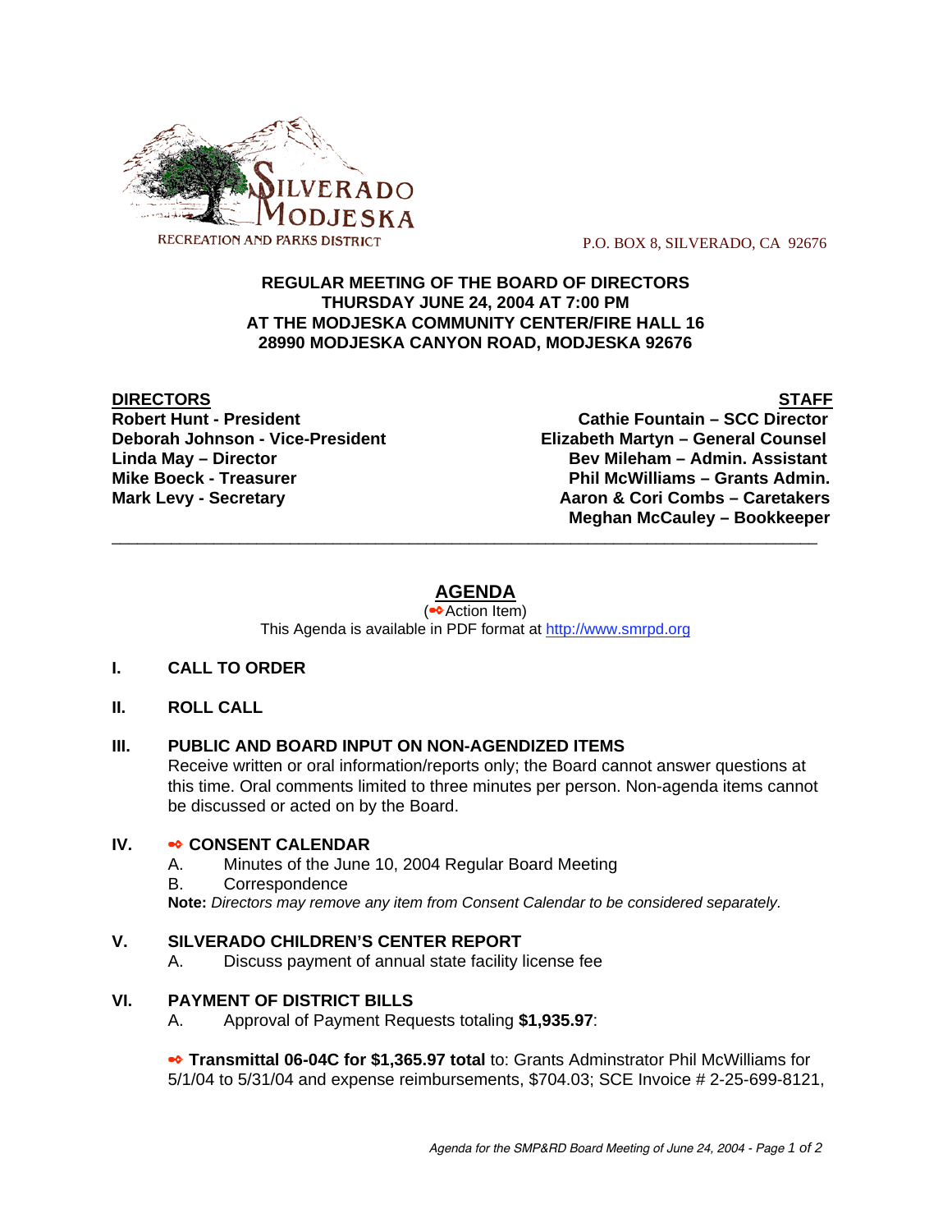SILVERADO MODJESKA RECREATION AND PARKS DISTRICT

P.O. BOX 8, SILVERADO, CA 92676

**REGULAR MEETING OF THE BOARD OF DIRECTORS**
**THURSDAY JUNE 24, 2004 AT 7:00 PM**
**AT THE MODJESKA COMMUNITY CENTER/FIRE HALL 16**
**28990 MODJESKA CANYON ROAD, MODJESKA 92676**

| **DIRECTORS** | **STAFF** |
|---|---|
| **Robert Hunt - President** | **Cathie Fountain – SCC Director** |
| **Deborah Johnson - Vice-President** | **Elizabeth Martyn – General Counsel** |
| **Linda May – Director** | **Bev Mileham – Admin. Assistant** |
| **Mike Boeck - Treasurer** | **Phil McWilliams – Grants Admin.** |
| **Mark Levy - Secretary** | **Aaron & Cori Combs – Caretakers** |
| | **Meghan McCauley – Bookkeeper** |

---

# AGENDA

(➾Action Item)

This Agenda is available in PDF format at http://www.smrpd.org

## I. CALL TO ORDER

## II. ROLL CALL

## III. PUBLIC AND BOARD INPUT ON NON-AGENDIZED ITEMS

Receive written or oral information/reports only; the Board cannot answer questions at this time. Oral comments limited to three minutes per person. Non-agenda items cannot be discussed or acted on by the Board.

## IV. ➾ CONSENT CALENDAR

A. Minutes of the June 10, 2004 Regular Board Meeting

B. Correspondence

**Note:** *Directors may remove any item from Consent Calendar to be considered separately.*

## V. SILVERADO CHILDREN'S CENTER REPORT

A. Discuss payment of annual state facility license fee

## VI. PAYMENT OF DISTRICT BILLS

A. Approval of Payment Requests totaling **$1,935.97**:

➾ **Transmittal 06-04C for $1,365.97 total** to: Grants Adminstrator Phil McWilliams for 5/1/04 to 5/31/04 and expense reimbursements, $704.03; SCE Invoice # 2-25-699-8121,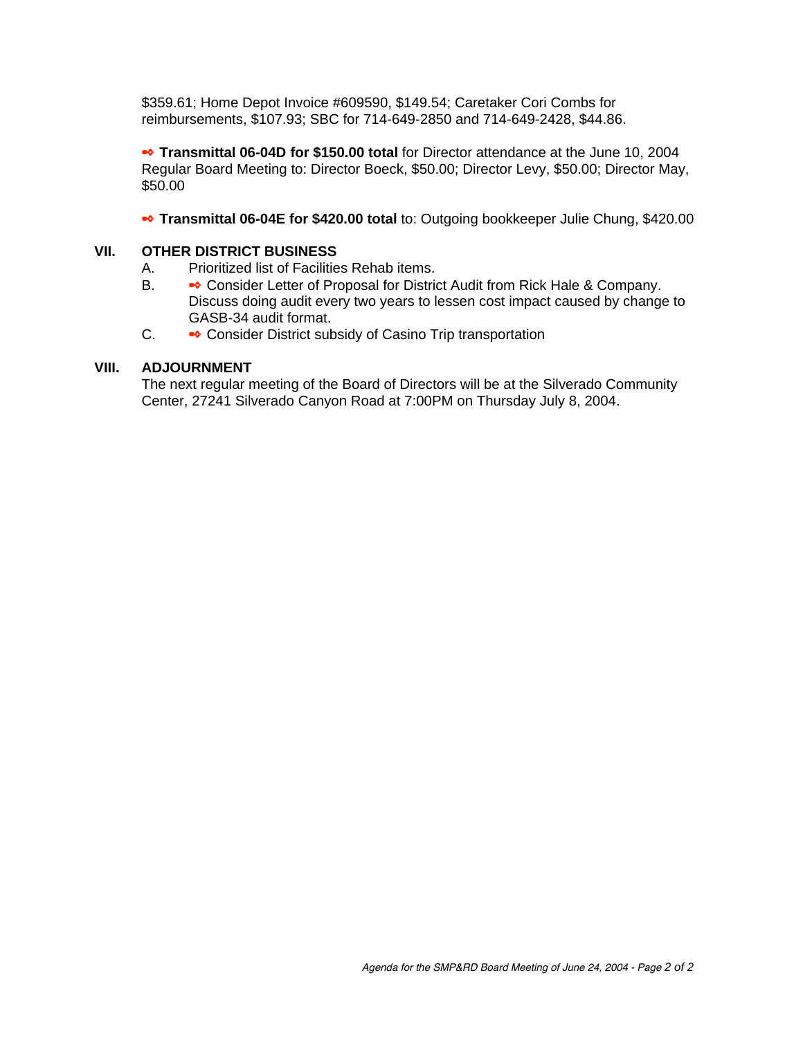$359.61; Home Depot Invoice #609590, $149.54; Caretaker Cori Combs for reimbursements, $107.93; SBC for 714-649-2850 and 714-649-2428, $44.86.

➯ **Transmittal 06-04D for $150.00 total** for Director attendance at the June 10, 2004 Regular Board Meeting to: Director Boeck, $50.00; Director Levy, $50.00; Director May, $50.00

➯ **Transmittal 06-04E for $420.00 total** to: Outgoing bookkeeper Julie Chung, $420.00

## VII. OTHER DISTRICT BUSINESS

A. Prioritized list of Facilities Rehab items.

B. ➯ Consider Letter of Proposal for District Audit from Rick Hale & Company. Discuss doing audit every two years to lessen cost impact caused by change to GASB-34 audit format.

C. ➯ Consider District subsidy of Casino Trip transportation

## VIII. ADJOURNMENT

The next regular meeting of the Board of Directors will be at the Silverado Community Center, 27241 Silverado Canyon Road at 7:00PM on Thursday July 8, 2004.